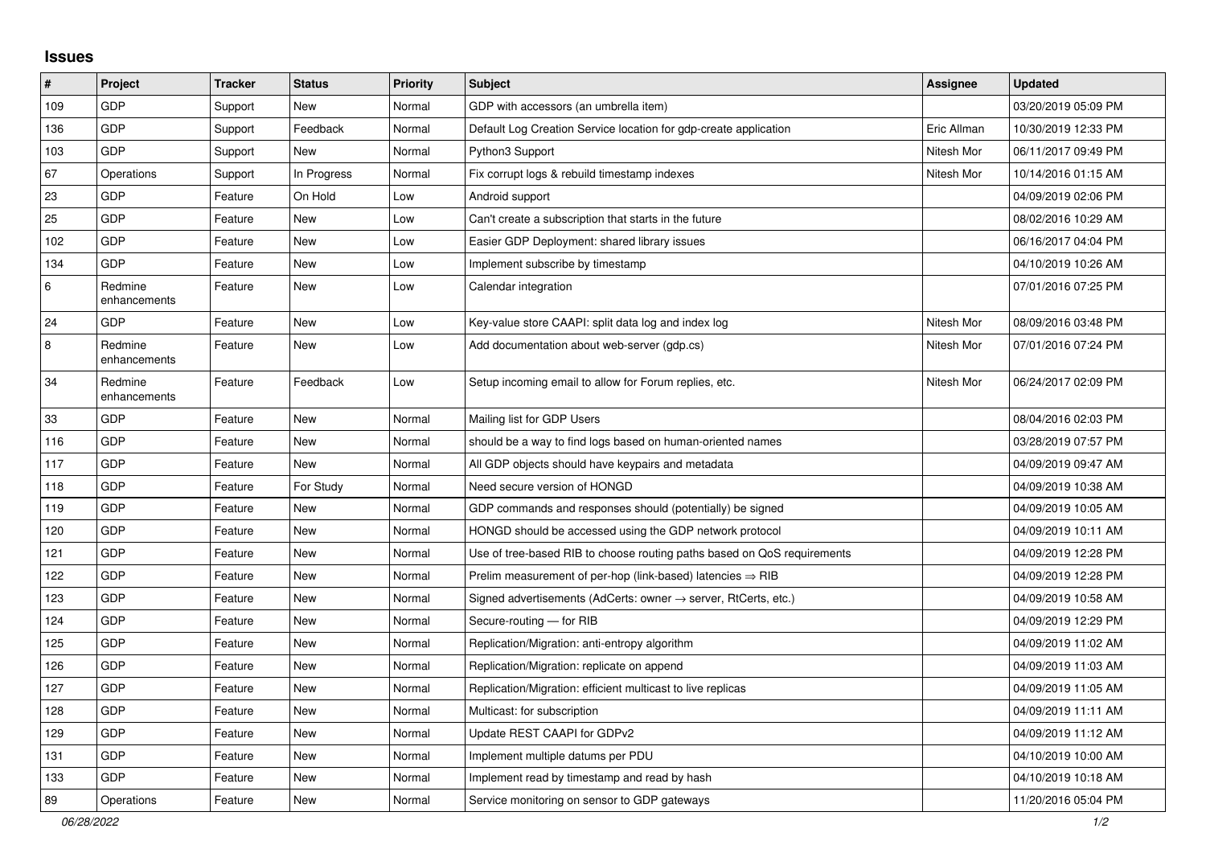## Issues

| # | Project | Tracker | Status | Priority | Subject | Assignee | Updated |
|---|---|---|---|---|---|---|---|
| 109 | GDP | Support | New | Normal | GDP with accessors (an umbrella item) | | 03/20/2019 05:09 PM |
| 136 | GDP | Support | Feedback | Normal | Default Log Creation Service location for gdp-create application | Eric Allman | 10/30/2019 12:33 PM |
| 103 | GDP | Support | New | Normal | Python3 Support | Nitesh Mor | 06/11/2017 09:49 PM |
| 67 | Operations | Support | In Progress | Normal | Fix corrupt logs & rebuild timestamp indexes | Nitesh Mor | 10/14/2016 01:15 AM |
| 23 | GDP | Feature | On Hold | Low | Android support | | 04/09/2019 02:06 PM |
| 25 | GDP | Feature | New | Low | Can't create a subscription that starts in the future | | 08/02/2016 10:29 AM |
| 102 | GDP | Feature | New | Low | Easier GDP Deployment: shared library issues | | 06/16/2017 04:04 PM |
| 134 | GDP | Feature | New | Low | Implement subscribe by timestamp | | 04/10/2019 10:26 AM |
| 6 | Redmine enhancements | Feature | New | Low | Calendar integration | | 07/01/2016 07:25 PM |
| 24 | GDP | Feature | New | Low | Key-value store CAAPI: split data log and index log | Nitesh Mor | 08/09/2016 03:48 PM |
| 8 | Redmine enhancements | Feature | New | Low | Add documentation about web-server (gdp.cs) | Nitesh Mor | 07/01/2016 07:24 PM |
| 34 | Redmine enhancements | Feature | Feedback | Low | Setup incoming email to allow for Forum replies, etc. | Nitesh Mor | 06/24/2017 02:09 PM |
| 33 | GDP | Feature | New | Normal | Mailing list for GDP Users | | 08/04/2016 02:03 PM |
| 116 | GDP | Feature | New | Normal | should be a way to find logs based on human-oriented names | | 03/28/2019 07:57 PM |
| 117 | GDP | Feature | New | Normal | All GDP objects should have keypairs and metadata | | 04/09/2019 09:47 AM |
| 118 | GDP | Feature | For Study | Normal | Need secure version of HONGD | | 04/09/2019 10:38 AM |
| 119 | GDP | Feature | New | Normal | GDP commands and responses should (potentially) be signed | | 04/09/2019 10:05 AM |
| 120 | GDP | Feature | New | Normal | HONGD should be accessed using the GDP network protocol | | 04/09/2019 10:11 AM |
| 121 | GDP | Feature | New | Normal | Use of tree-based RIB to choose routing paths based on QoS requirements | | 04/09/2019 12:28 PM |
| 122 | GDP | Feature | New | Normal | Prelim measurement of per-hop (link-based) latencies ⇒ RIB | | 04/09/2019 12:28 PM |
| 123 | GDP | Feature | New | Normal | Signed advertisements (AdCerts: owner → server, RtCerts, etc.) | | 04/09/2019 10:58 AM |
| 124 | GDP | Feature | New | Normal | Secure-routing — for RIB | | 04/09/2019 12:29 PM |
| 125 | GDP | Feature | New | Normal | Replication/Migration: anti-entropy algorithm | | 04/09/2019 11:02 AM |
| 126 | GDP | Feature | New | Normal | Replication/Migration: replicate on append | | 04/09/2019 11:03 AM |
| 127 | GDP | Feature | New | Normal | Replication/Migration: efficient multicast to live replicas | | 04/09/2019 11:05 AM |
| 128 | GDP | Feature | New | Normal | Multicast: for subscription | | 04/09/2019 11:11 AM |
| 129 | GDP | Feature | New | Normal | Update REST CAAPI for GDPv2 | | 04/09/2019 11:12 AM |
| 131 | GDP | Feature | New | Normal | Implement multiple datums per PDU | | 04/10/2019 10:00 AM |
| 133 | GDP | Feature | New | Normal | Implement read by timestamp and read by hash | | 04/10/2019 10:18 AM |
| 89 | Operations | Feature | New | Normal | Service monitoring on sensor to GDP gateways | | 11/20/2016 05:04 PM |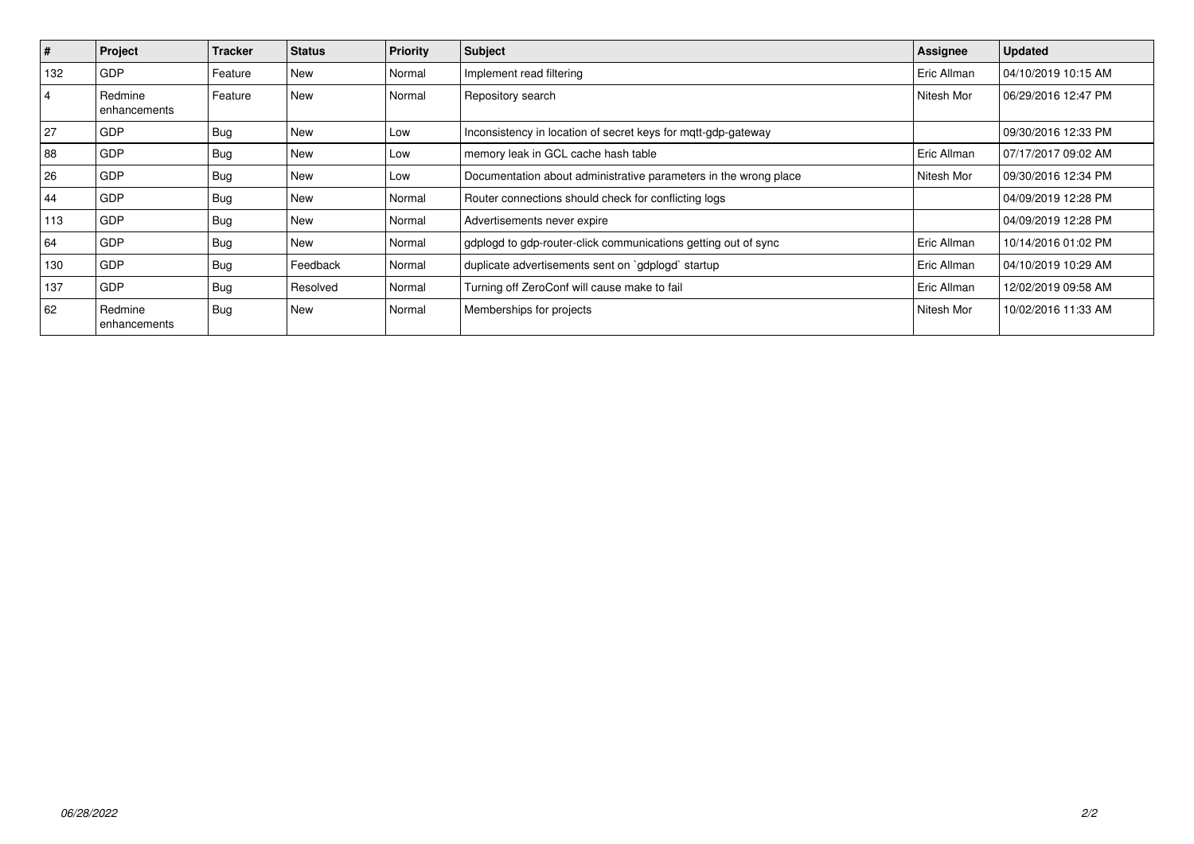| # | Project | Tracker | Status | Priority | Subject | Assignee | Updated |
|---|---|---|---|---|---|---|---|
| 132 | GDP | Feature | New | Normal | Implement read filtering | Eric Allman | 04/10/2019 10:15 AM |
| 4 | Redmine enhancements | Feature | New | Normal | Repository search | Nitesh Mor | 06/29/2016 12:47 PM |
| 27 | GDP | Bug | New | Low | Inconsistency in location of secret keys for mqtt-gdp-gateway | | 09/30/2016 12:33 PM |
| 88 | GDP | Bug | New | Low | memory leak in GCL cache hash table | Eric Allman | 07/17/2017 09:02 AM |
| 26 | GDP | Bug | New | Low | Documentation about administrative parameters in the wrong place | Nitesh Mor | 09/30/2016 12:34 PM |
| 44 | GDP | Bug | New | Normal | Router connections should check for conflicting logs | | 04/09/2019 12:28 PM |
| 113 | GDP | Bug | New | Normal | Advertisements never expire | | 04/09/2019 12:28 PM |
| 64 | GDP | Bug | New | Normal | gdplogd to gdp-router-click communications getting out of sync | Eric Allman | 10/14/2016 01:02 PM |
| 130 | GDP | Bug | Feedback | Normal | duplicate advertisements sent on `gdplogd` startup | Eric Allman | 04/10/2019 10:29 AM |
| 137 | GDP | Bug | Resolved | Normal | Turning off ZeroConf will cause make to fail | Eric Allman | 12/02/2019 09:58 AM |
| 62 | Redmine enhancements | Bug | New | Normal | Memberships for projects | Nitesh Mor | 10/02/2016 11:33 AM |